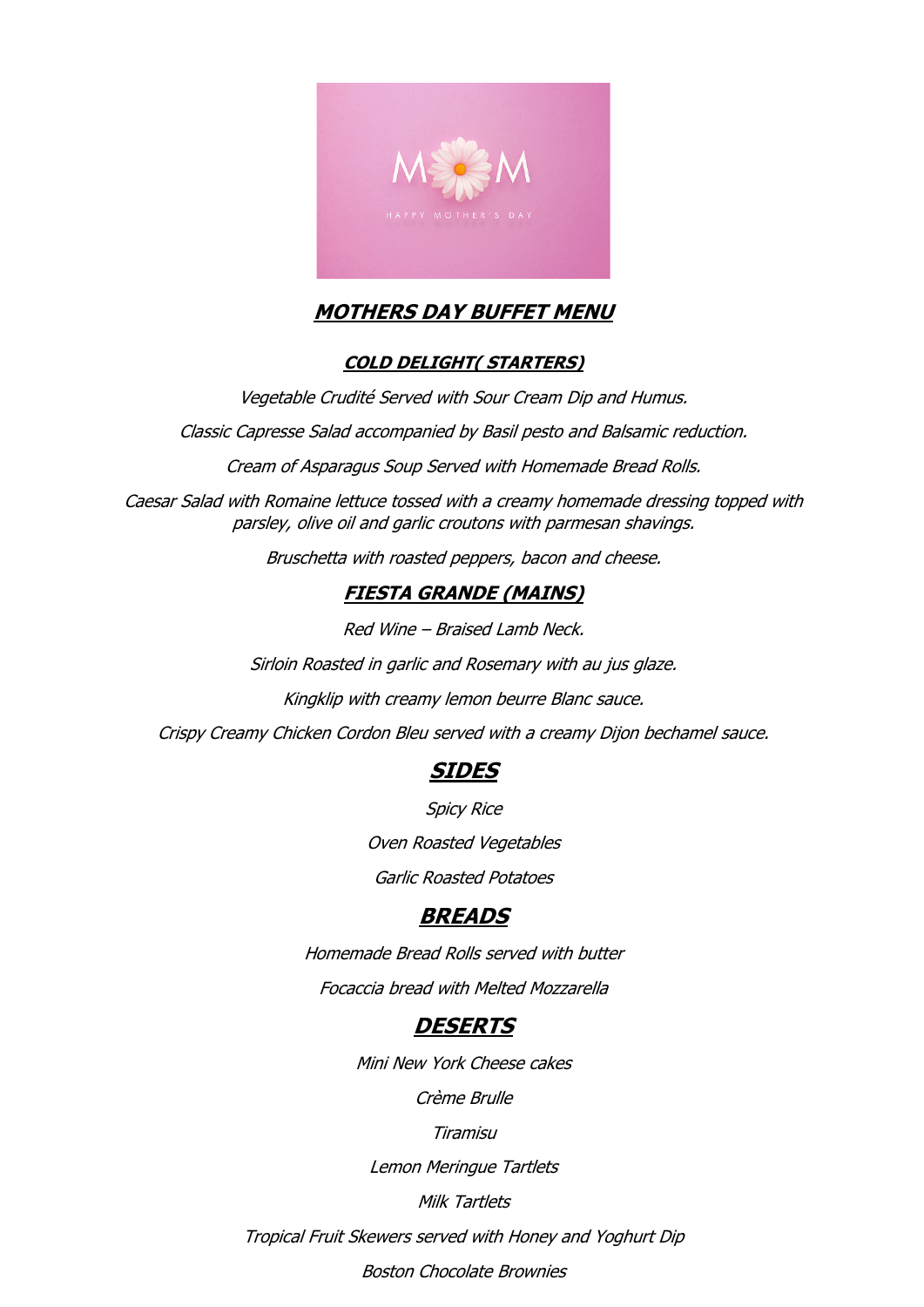# MOTHERS DAY BUFFET MENU

## COLD DELIGHT( STARTERS)

*Vegetable Crudité Served with Sour Cream Dip and Humus.*

*Classic Capresse Salad accompanied by Basil pesto and Balsamic reduction.*

*Cream of Asparagus Soup Served with Homemade Bread Rolls.*

*Caesar Salad with Romaine lettuce tossed with a creamy homemade dressing topped with parsley, olive oil and garlic croutons with parmesan shavings.*

*Bruschetta with roasted peppers, bacon and cheese.*

## FIESTA GRANDE (MAINS)

*Red Wine – Braised Lamb Neck.*

*Sirloin Roasted in garlic and Rosemary with au jus glaze.*

*Kingklip with creamy lemon beurre Blanc sauce.*

*Crispy Creamy Chicken Cordon Bleu served with a creamy Dijon bechamel sauce.*

## SIDES

*Spicy Rice*

*Oven Roasted Vegetables*

*Garlic Roasted Potatoes*

## BREADS

*Homemade Bread Rolls served with butter*

*Focaccia bread with Melted Mozzarella*

## DESERTS

*Mini New York Cheese cakes*

*Crème Brulle*

*Tiramisu*

*Lemon Meringue Tartlets*

*Milk Tartlets*

*Tropical Fruit Skewers served with Honey and Yoghurt Dip*

*Boston Chocolate Brownies*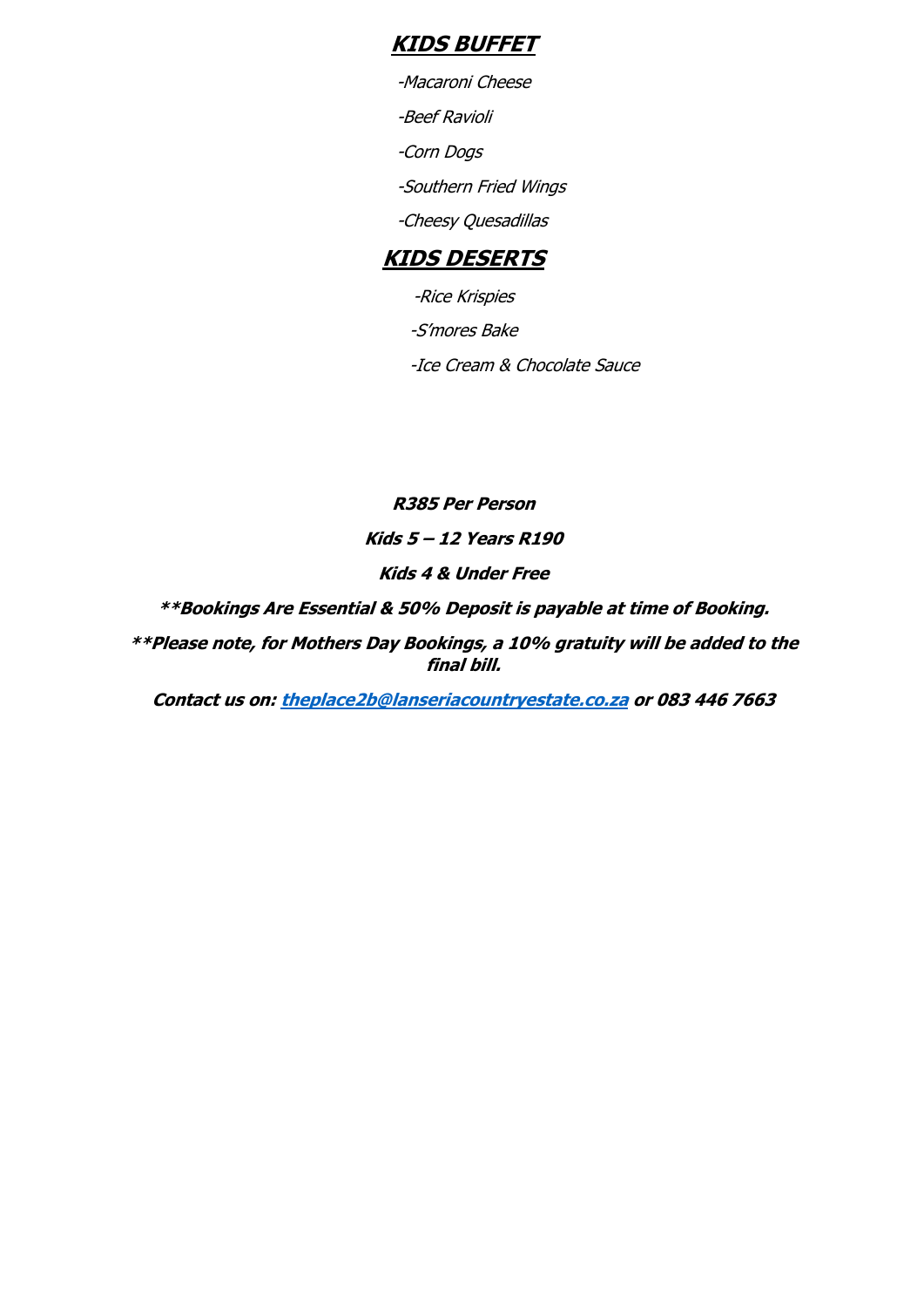## ***KIDS BUFFET***

*-Macaroni Cheese*

*-Beef Ravioli*

*-Corn Dogs*

*-Southern Fried Wings*

*-Cheesy Quesadillas*

## ***KIDS DESERTS***

*-Rice Krispies*

*-S'mores Bake*

*-Ice Cream & Chocolate Sauce*

***R385 Per Person***

***Kids 5 – 12 Years R190***

***Kids 4 & Under Free***

*****Bookings Are Essential & 50% Deposit is payable at time of Booking.***

*****Please note, for Mothers Day Bookings, a 10% gratuity will be added to the final bill.***

***Contact us on: [theplace2b@lanseriacountryestate.co.za](mailto:theplace2b@lanseriacountryestate.co.za) or 083 446 7663***